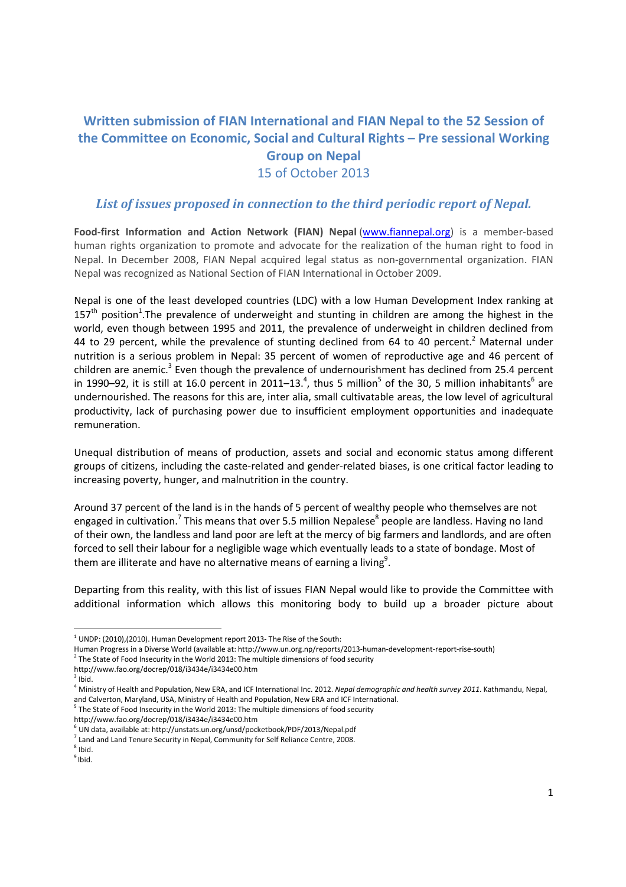# Written submission of FIAN International and FIAN Nepal to the 52 Session of the Committee on Economic, Social and Cultural Rights – Pre sessional Working Group on Nepal

15 of October 2013

## *List of issues proposed in connection to the third periodic report of Nepal.*

**Food-first Information and Action Network (FIAN) Nepal** (www.fiannepal.org) is a member-based human rights organization to promote and advocate for the realization of the human right to food in Nepal. In December 2008, FIAN Nepal acquired legal status as non-governmental organization. FIAN Nepal was recognized as National Section of FIAN International in October 2009.

Nepal is one of the least developed countries (LDC) with a low Human Development Index ranking at 157th position[1].The prevalence of underweight and stunting in children are among the highest in the world, even though between 1995 and 2011, the prevalence of underweight in children declined from 44 to 29 percent, while the prevalence of stunting declined from 64 to 40 percent.[2] Maternal under nutrition is a serious problem in Nepal: 35 percent of women of reproductive age and 46 percent of children are anemic.[3] Even though the prevalence of undernourishment has declined from 25.4 percent in 1990–92, it is still at 16.0 percent in 2011–13.[4], thus 5 million[5] of the 30, 5 million inhabitants[6] are undernourished. The reasons for this are, inter alia, small cultivatable areas, the low level of agricultural productivity, lack of purchasing power due to insufficient employment opportunities and inadequate remuneration.

Unequal distribution of means of production, assets and social and economic status among different groups of citizens, including the caste-related and gender-related biases, is one critical factor leading to increasing poverty, hunger, and malnutrition in the country.

Around 37 percent of the land is in the hands of 5 percent of wealthy people who themselves are not engaged in cultivation.[7] This means that over 5.5 million Nepalese[8] people are landless. Having no land of their own, the landless and land poor are left at the mercy of big farmers and landlords, and are often forced to sell their labour for a negligible wage which eventually leads to a state of bondage. Most of them are illiterate and have no alternative means of earning a living[9].

Departing from this reality, with this list of issues FIAN Nepal would like to provide the Committee with additional information which allows this monitoring body to build up a broader picture about

---

[1] UNDP: (2010),(2010). Human Development report 2013- The Rise of the South: Human Progress in a Diverse World (available at: http://www.un.org.np/reports/2013-human-development-report-rise-south)

[2] The State of Food Insecurity in the World 2013: The multiple dimensions of food security http://www.fao.org/docrep/018/i3434e/i3434e00.htm

[3] Ibid.

[4] Ministry of Health and Population, New ERA, and ICF International Inc. 2012. *Nepal demographic and health survey 2011*. Kathmandu, Nepal, and Calverton, Maryland, USA, Ministry of Health and Population, New ERA and ICF International.

[5] The State of Food Insecurity in the World 2013: The multiple dimensions of food security http://www.fao.org/docrep/018/i3434e/i3434e00.htm

[6] UN data, available at: http://unstats.un.org/unsd/pocketbook/PDF/2013/Nepal.pdf

[7] Land and Land Tenure Security in Nepal, Community for Self Reliance Centre, 2008.

[8] Ibid.

[9] Ibid.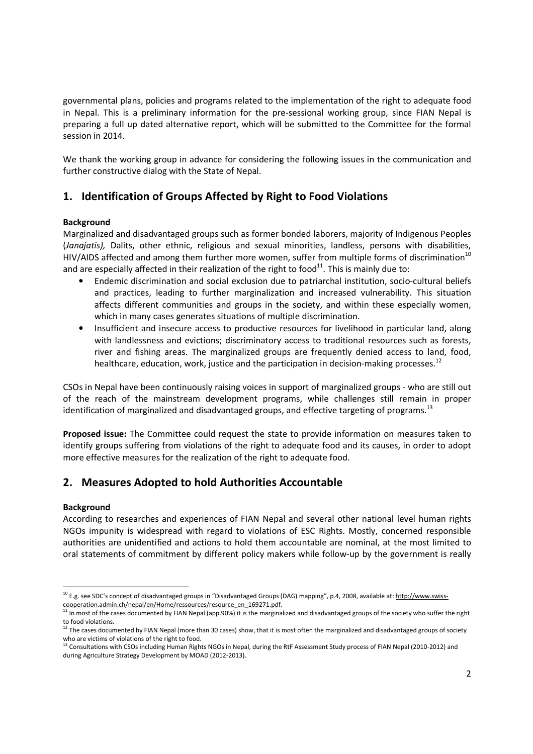governmental plans, policies and programs related to the implementation of the right to adequate food in Nepal. This is a preliminary information for the pre-sessional working group, since FIAN Nepal is preparing a full up dated alternative report, which will be submitted to the Committee for the formal session in 2014.

We thank the working group in advance for considering the following issues in the communication and further constructive dialog with the State of Nepal.

## 1. Identification of Groups Affected by Right to Food Violations

**Background**

Marginalized and disadvantaged groups such as former bonded laborers, majority of Indigenous Peoples (*Janajatis),* Dalits, other ethnic, religious and sexual minorities, landless, persons with disabilities, HIV/AIDS affected and among them further more women, suffer from multiple forms of discrimination[10] and are especially affected in their realization of the right to food[11]. This is mainly due to:

- Endemic discrimination and social exclusion due to patriarchal institution, socio-cultural beliefs and practices, leading to further marginalization and increased vulnerability. This situation affects different communities and groups in the society, and within these especially women, which in many cases generates situations of multiple discrimination.
- Insufficient and insecure access to productive resources for livelihood in particular land, along with landlessness and evictions; discriminatory access to traditional resources such as forests, river and fishing areas. The marginalized groups are frequently denied access to land, food, healthcare, education, work, justice and the participation in decision-making processes.[12]

CSOs in Nepal have been continuously raising voices in support of marginalized groups - who are still out of the reach of the mainstream development programs, while challenges still remain in proper identification of marginalized and disadvantaged groups, and effective targeting of programs.[13]

**Proposed issue:** The Committee could request the state to provide information on measures taken to identify groups suffering from violations of the right to adequate food and its causes, in order to adopt more effective measures for the realization of the right to adequate food.

## 2. Measures Adopted to hold Authorities Accountable

**Background**

According to researches and experiences of FIAN Nepal and several other national level human rights NGOs impunity is widespread with regard to violations of ESC Rights. Mostly, concerned responsible authorities are unidentified and actions to hold them accountable are nominal, at the most limited to oral statements of commitment by different policy makers while follow-up by the government is really

---

[10] E.g. see SDC's concept of disadvantaged groups in "Disadvantaged Groups (DAG) mapping", p.4, 2008, available at: http://www.swiss-cooperation.admin.ch/nepal/en/Home/ressources/resource_en_169271.pdf.

[11] In most of the cases documented by FIAN Nepal (app.90%) it is the marginalized and disadvantaged groups of the society who suffer the right to food violations.

[12] The cases documented by FIAN Nepal (more than 30 cases) show, that it is most often the marginalized and disadvantaged groups of society who are victims of violations of the right to food.

[13] Consultations with CSOs including Human Rights NGOs in Nepal, during the RtF Assessment Study process of FIAN Nepal (2010-2012) and during Agriculture Strategy Development by MOAD (2012-2013).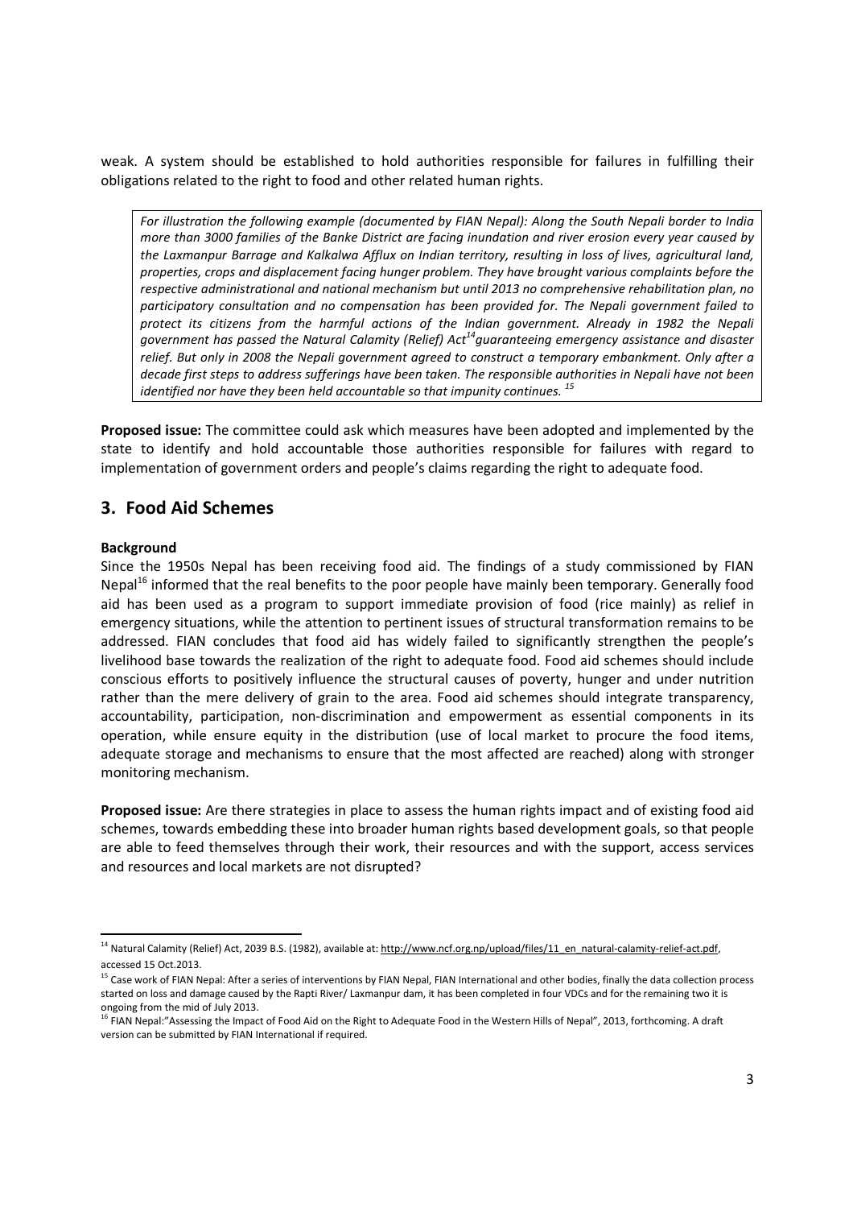weak. A system should be established to hold authorities responsible for failures in fulfilling their obligations related to the right to food and other related human rights.

> *For illustration the following example (documented by FIAN Nepal): Along the South Nepali border to India more than 3000 families of the Banke District are facing inundation and river erosion every year caused by the Laxmanpur Barrage and Kalkalwa Afflux on Indian territory, resulting in loss of lives, agricultural land, properties, crops and displacement facing hunger problem. They have brought various complaints before the respective administrational and national mechanism but until 2013 no comprehensive rehabilitation plan, no participatory consultation and no compensation has been provided for. The Nepali government failed to protect its citizens from the harmful actions of the Indian government. Already in 1982 the Nepali government has passed the Natural Calamity (Relief) Act[14] guaranteeing emergency assistance and disaster relief. But only in 2008 the Nepali government agreed to construct a temporary embankment. Only after a decade first steps to address sufferings have been taken. The responsible authorities in Nepali have not been identified nor have they been held accountable so that impunity continues.* [15]

**Proposed issue:** The committee could ask which measures have been adopted and implemented by the state to identify and hold accountable those authorities responsible for failures with regard to implementation of government orders and people's claims regarding the right to adequate food.

## 3. Food Aid Schemes

**Background**

Since the 1950s Nepal has been receiving food aid. The findings of a study commissioned by FIAN Nepal[16] informed that the real benefits to the poor people have mainly been temporary. Generally food aid has been used as a program to support immediate provision of food (rice mainly) as relief in emergency situations, while the attention to pertinent issues of structural transformation remains to be addressed. FIAN concludes that food aid has widely failed to significantly strengthen the people's livelihood base towards the realization of the right to adequate food. Food aid schemes should include conscious efforts to positively influence the structural causes of poverty, hunger and under nutrition rather than the mere delivery of grain to the area. Food aid schemes should integrate transparency, accountability, participation, non-discrimination and empowerment as essential components in its operation, while ensure equity in the distribution (use of local market to procure the food items, adequate storage and mechanisms to ensure that the most affected are reached) along with stronger monitoring mechanism.

**Proposed issue:** Are there strategies in place to assess the human rights impact and of existing food aid schemes, towards embedding these into broader human rights based development goals, so that people are able to feed themselves through their work, their resources and with the support, access services and resources and local markets are not disrupted?

---

[14] Natural Calamity (Relief) Act, 2039 B.S. (1982), available at: http://www.ncf.org.np/upload/files/11_en_natural-calamity-relief-act.pdf, accessed 15 Oct.2013.

[15] Case work of FIAN Nepal: After a series of interventions by FIAN Nepal, FIAN International and other bodies, finally the data collection process started on loss and damage caused by the Rapti River/ Laxmanpur dam, it has been completed in four VDCs and for the remaining two it is ongoing from the mid of July 2013.

[16] FIAN Nepal:"Assessing the Impact of Food Aid on the Right to Adequate Food in the Western Hills of Nepal", 2013, forthcoming. A draft version can be submitted by FIAN International if required.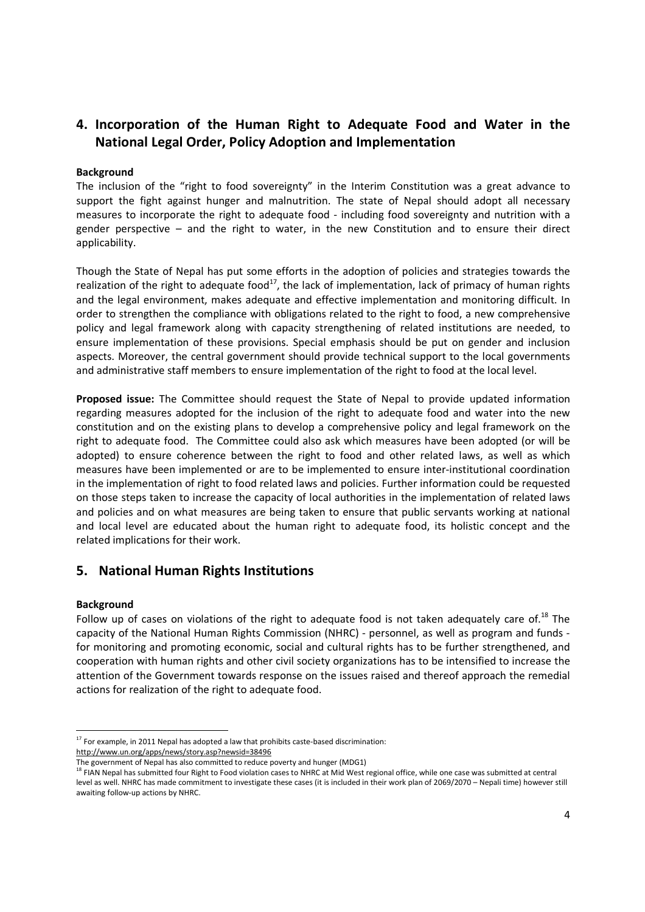## 4. Incorporation of the Human Right to Adequate Food and Water in the National Legal Order, Policy Adoption and Implementation

**Background**

The inclusion of the "right to food sovereignty" in the Interim Constitution was a great advance to support the fight against hunger and malnutrition. The state of Nepal should adopt all necessary measures to incorporate the right to adequate food - including food sovereignty and nutrition with a gender perspective – and the right to water, in the new Constitution and to ensure their direct applicability.

Though the State of Nepal has put some efforts in the adoption of policies and strategies towards the realization of the right to adequate food[17], the lack of implementation, lack of primacy of human rights and the legal environment, makes adequate and effective implementation and monitoring difficult. In order to strengthen the compliance with obligations related to the right to food, a new comprehensive policy and legal framework along with capacity strengthening of related institutions are needed, to ensure implementation of these provisions. Special emphasis should be put on gender and inclusion aspects. Moreover, the central government should provide technical support to the local governments and administrative staff members to ensure implementation of the right to food at the local level.

**Proposed issue:** The Committee should request the State of Nepal to provide updated information regarding measures adopted for the inclusion of the right to adequate food and water into the new constitution and on the existing plans to develop a comprehensive policy and legal framework on the right to adequate food. The Committee could also ask which measures have been adopted (or will be adopted) to ensure coherence between the right to food and other related laws, as well as which measures have been implemented or are to be implemented to ensure inter-institutional coordination in the implementation of right to food related laws and policies. Further information could be requested on those steps taken to increase the capacity of local authorities in the implementation of related laws and policies and on what measures are being taken to ensure that public servants working at national and local level are educated about the human right to adequate food, its holistic concept and the related implications for their work.

## 5. National Human Rights Institutions

**Background**

Follow up of cases on violations of the right to adequate food is not taken adequately care of.[18] The capacity of the National Human Rights Commission (NHRC) - personnel, as well as program and funds - for monitoring and promoting economic, social and cultural rights has to be further strengthened, and cooperation with human rights and other civil society organizations has to be intensified to increase the attention of the Government towards response on the issues raised and thereof approach the remedial actions for realization of the right to adequate food.

---

[17] For example, in 2011 Nepal has adopted a law that prohibits caste-based discrimination: http://www.un.org/apps/news/story.asp?newsid=38496
The government of Nepal has also committed to reduce poverty and hunger (MDG1)

[18] FIAN Nepal has submitted four Right to Food violation cases to NHRC at Mid West regional office, while one case was submitted at central level as well. NHRC has made commitment to investigate these cases (it is included in their work plan of 2069/2070 – Nepali time) however still awaiting follow-up actions by NHRC.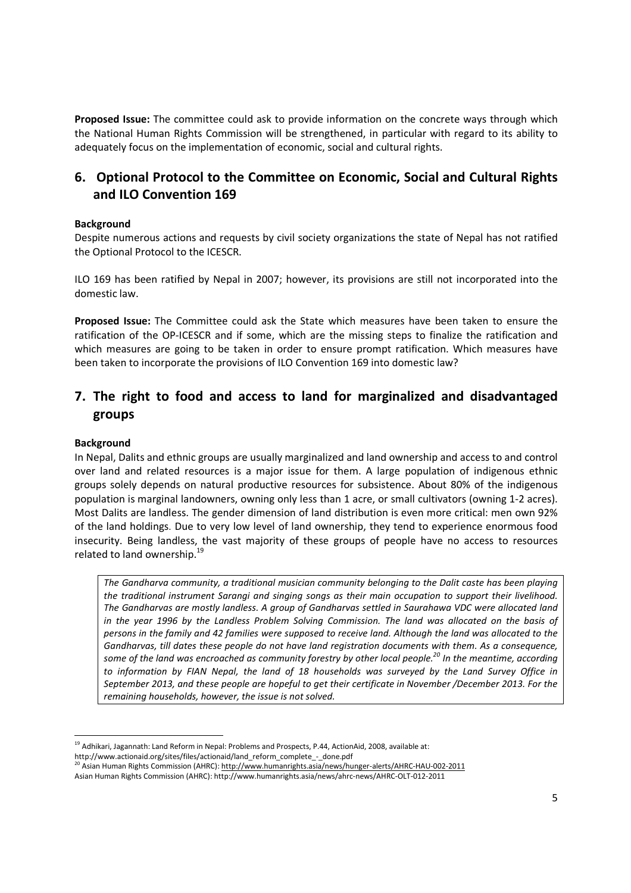**Proposed Issue:** The committee could ask to provide information on the concrete ways through which the National Human Rights Commission will be strengthened, in particular with regard to its ability to adequately focus on the implementation of economic, social and cultural rights.

## 6. Optional Protocol to the Committee on Economic, Social and Cultural Rights and ILO Convention 169

**Background**

Despite numerous actions and requests by civil society organizations the state of Nepal has not ratified the Optional Protocol to the ICESCR.

ILO 169 has been ratified by Nepal in 2007; however, its provisions are still not incorporated into the domestic law.

**Proposed Issue:** The Committee could ask the State which measures have been taken to ensure the ratification of the OP-ICESCR and if some, which are the missing steps to finalize the ratification and which measures are going to be taken in order to ensure prompt ratification. Which measures have been taken to incorporate the provisions of ILO Convention 169 into domestic law?

## 7. The right to food and access to land for marginalized and disadvantaged groups

**Background**

In Nepal, Dalits and ethnic groups are usually marginalized and land ownership and access to and control over land and related resources is a major issue for them. A large population of indigenous ethnic groups solely depends on natural productive resources for subsistence. About 80% of the indigenous population is marginal landowners, owning only less than 1 acre, or small cultivators (owning 1-2 acres). Most Dalits are landless. The gender dimension of land distribution is even more critical: men own 92% of the land holdings. Due to very low level of land ownership, they tend to experience enormous food insecurity. Being landless, the vast majority of these groups of people have no access to resources related to land ownership.[19]

> *The Gandharva community, a traditional musician community belonging to the Dalit caste has been playing the traditional instrument Sarangi and singing songs as their main occupation to support their livelihood. The Gandharvas are mostly landless. A group of Gandharvas settled in Saurahawa VDC were allocated land in the year 1996 by the Landless Problem Solving Commission. The land was allocated on the basis of persons in the family and 42 families were supposed to receive land. Although the land was allocated to the Gandharvas, till dates these people do not have land registration documents with them. As a consequence, some of the land was encroached as community forestry by other local people.[20] In the meantime, according to information by FIAN Nepal, the land of 18 households was surveyed by the Land Survey Office in September 2013, and these people are hopeful to get their certificate in November /December 2013. For the remaining households, however, the issue is not solved.*

---

[19] Adhikari, Jagannath: Land Reform in Nepal: Problems and Prospects, P.44, ActionAid, 2008, available at: http://www.actionaid.org/sites/files/actionaid/land_reform_complete_-_done.pdf

[20] Asian Human Rights Commission (AHRC): http://www.humanrights.asia/news/hunger-alerts/AHRC-HAU-002-2011
Asian Human Rights Commission (AHRC): http://www.humanrights.asia/news/ahrc-news/AHRC-OLT-012-2011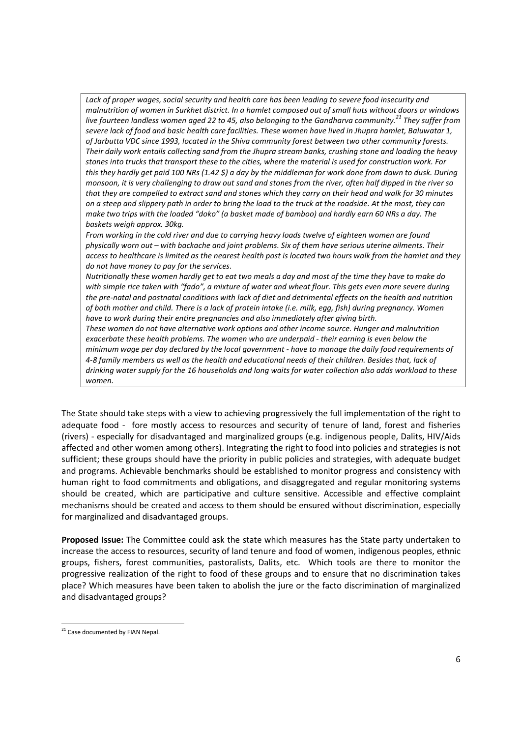*Lack of proper wages, social security and health care has been leading to severe food insecurity and malnutrition of women in Surkhet district. In a hamlet composed out of small huts without doors or windows live fourteen landless women aged 22 to 45, also belonging to the Gandharva community.*[21] *They suffer from severe lack of food and basic health care facilities. These women have lived in Jhupra hamlet, Baluwatar 1, of Jarbutta VDC since 1993, located in the Shiva community forest between two other community forests. Their daily work entails collecting sand from the Jhupra stream banks, crushing stone and loading the heavy stones into trucks that transport these to the cities, where the material is used for construction work. For this they hardly get paid 100 NRs (1.42 $) a day by the middleman for work done from dawn to dusk. During monsoon, it is very challenging to draw out sand and stones from the river, often half dipped in the river so that they are compelled to extract sand and stones which they carry on their head and walk for 30 minutes on a steep and slippery path in order to bring the load to the truck at the roadside. At the most, they can make two trips with the loaded "doko" (a basket made of bamboo) and hardly earn 60 NRs a day. The baskets weigh approx. 30kg.*

*From working in the cold river and due to carrying heavy loads twelve of eighteen women are found physically worn out – with backache and joint problems. Six of them have serious uterine ailments. Their access to healthcare is limited as the nearest health post is located two hours walk from the hamlet and they do not have money to pay for the services.*

*Nutritionally these women hardly get to eat two meals a day and most of the time they have to make do with simple rice taken with "fado", a mixture of water and wheat flour. This gets even more severe during the pre-natal and postnatal conditions with lack of diet and detrimental effects on the health and nutrition of both mother and child. There is a lack of protein intake (i.e. milk, egg, fish) during pregnancy. Women have to work during their entire pregnancies and also immediately after giving birth.*

*These women do not have alternative work options and other income source. Hunger and malnutrition exacerbate these health problems. The women who are underpaid - their earning is even below the minimum wage per day declared by the local government - have to manage the daily food requirements of 4-8 family members as well as the health and educational needs of their children. Besides that, lack of drinking water supply for the 16 households and long waits for water collection also adds workload to these women.*

The State should take steps with a view to achieving progressively the full implementation of the right to adequate food - fore mostly access to resources and security of tenure of land, forest and fisheries (rivers) - especially for disadvantaged and marginalized groups (e.g. indigenous people, Dalits, HIV/Aids affected and other women among others). Integrating the right to food into policies and strategies is not sufficient; these groups should have the priority in public policies and strategies, with adequate budget and programs. Achievable benchmarks should be established to monitor progress and consistency with human right to food commitments and obligations, and disaggregated and regular monitoring systems should be created, which are participative and culture sensitive. Accessible and effective complaint mechanisms should be created and access to them should be ensured without discrimination, especially for marginalized and disadvantaged groups.

**Proposed Issue:** The Committee could ask the state which measures has the State party undertaken to increase the access to resources, security of land tenure and food of women, indigenous peoples, ethnic groups, fishers, forest communities, pastoralists, Dalits, etc. Which tools are there to monitor the progressive realization of the right to food of these groups and to ensure that no discrimination takes place? Which measures have been taken to abolish the jure or the facto discrimination of marginalized and disadvantaged groups?

[21] Case documented by FIAN Nepal.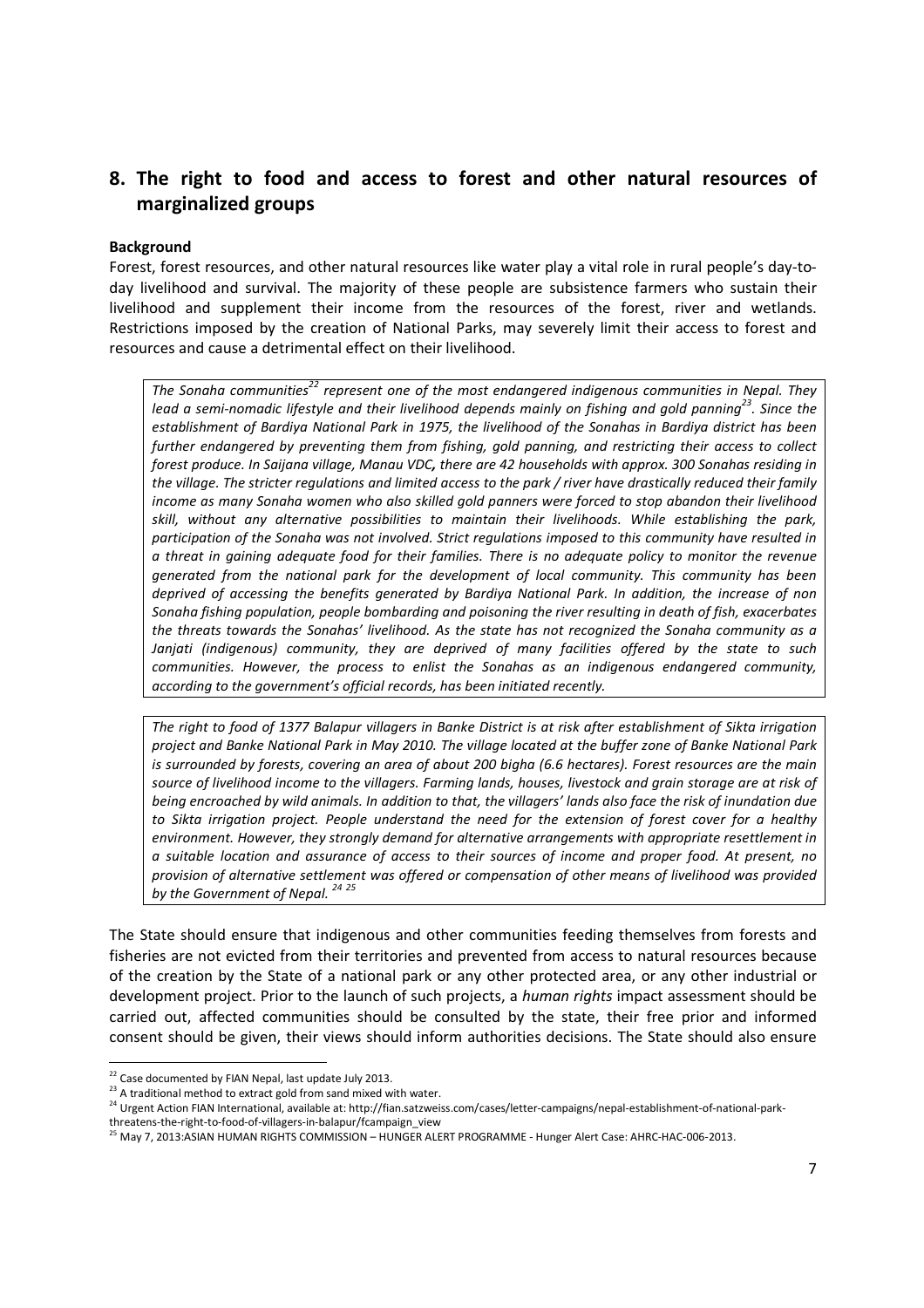## 8. The right to food and access to forest and other natural resources of marginalized groups

**Background**

Forest, forest resources, and other natural resources like water play a vital role in rural people's day-to-day livelihood and survival. The majority of these people are subsistence farmers who sustain their livelihood and supplement their income from the resources of the forest, river and wetlands. Restrictions imposed by the creation of National Parks, may severely limit their access to forest and resources and cause a detrimental effect on their livelihood.

> *The Sonaha communities[22] represent one of the most endangered indigenous communities in Nepal. They lead a semi-nomadic lifestyle and their livelihood depends mainly on fishing and gold panning[23]. Since the establishment of Bardiya National Park in 1975, the livelihood of the Sonahas in Bardiya district has been further endangered by preventing them from fishing, gold panning, and restricting their access to collect forest produce. In Saijana village, Manau VDC, there are 42 households with approx. 300 Sonahas residing in the village. The stricter regulations and limited access to the park / river have drastically reduced their family income as many Sonaha women who also skilled gold panners were forced to stop abandon their livelihood skill, without any alternative possibilities to maintain their livelihoods. While establishing the park, participation of the Sonaha was not involved. Strict regulations imposed to this community have resulted in a threat in gaining adequate food for their families. There is no adequate policy to monitor the revenue generated from the national park for the development of local community. This community has been deprived of accessing the benefits generated by Bardiya National Park. In addition, the increase of non Sonaha fishing population, people bombarding and poisoning the river resulting in death of fish, exacerbates the threats towards the Sonahas' livelihood. As the state has not recognized the Sonaha community as a Janjati (indigenous) community, they are deprived of many facilities offered by the state to such communities. However, the process to enlist the Sonahas as an indigenous endangered community, according to the government's official records, has been initiated recently.*

> *The right to food of 1377 Balapur villagers in Banke District is at risk after establishment of Sikta irrigation project and Banke National Park in May 2010. The village located at the buffer zone of Banke National Park is surrounded by forests, covering an area of about 200 bigha (6.6 hectares). Forest resources are the main source of livelihood income to the villagers. Farming lands, houses, livestock and grain storage are at risk of being encroached by wild animals. In addition to that, the villagers' lands also face the risk of inundation due to Sikta irrigation project. People understand the need for the extension of forest cover for a healthy environment. However, they strongly demand for alternative arrangements with appropriate resettlement in a suitable location and assurance of access to their sources of income and proper food. At present, no provision of alternative settlement was offered or compensation of other means of livelihood was provided by the Government of Nepal.* [24] [25]

The State should ensure that indigenous and other communities feeding themselves from forests and fisheries are not evicted from their territories and prevented from access to natural resources because of the creation by the State of a national park or any other protected area, or any other industrial or development project. Prior to the launch of such projects, a *human rights* impact assessment should be carried out, affected communities should be consulted by the state, their free prior and informed consent should be given, their views should inform authorities decisions. The State should also ensure

---

[22] Case documented by FIAN Nepal, last update July 2013.

[23] A traditional method to extract gold from sand mixed with water.

[24] Urgent Action FIAN International, available at: http://fian.satzweiss.com/cases/letter-campaigns/nepal-establishment-of-national-park-threatens-the-right-to-food-of-villagers-in-balapur/fcampaign_view

[25] May 7, 2013:ASIAN HUMAN RIGHTS COMMISSION – HUNGER ALERT PROGRAMME - Hunger Alert Case: AHRC-HAC-006-2013.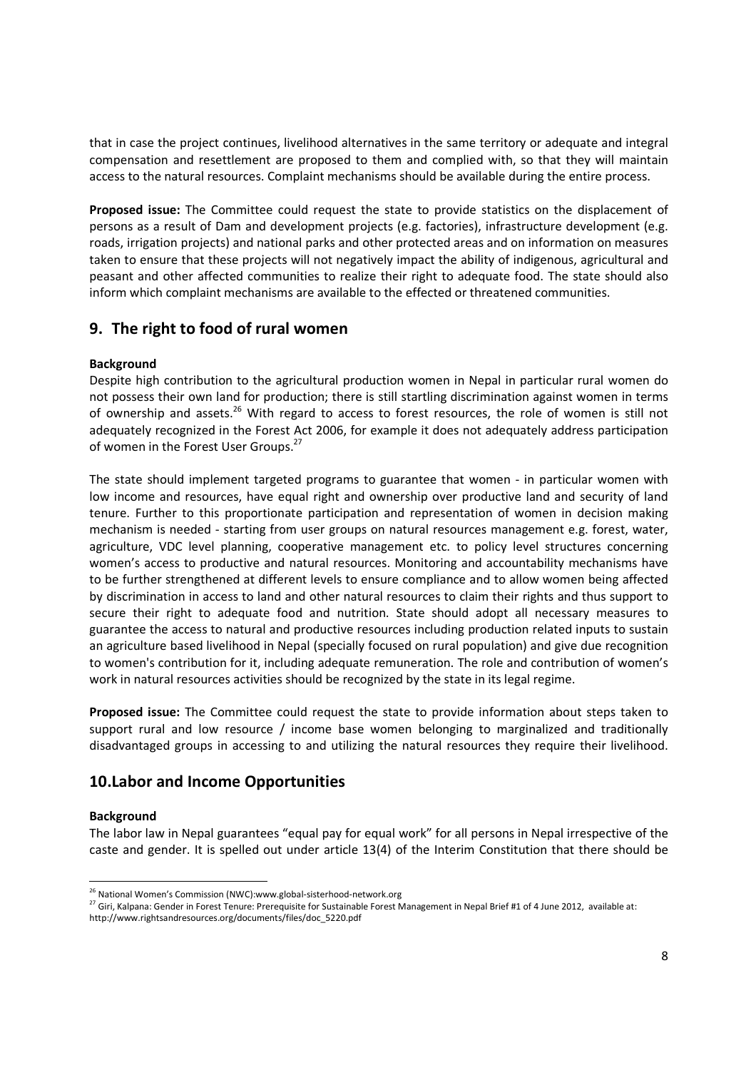that in case the project continues, livelihood alternatives in the same territory or adequate and integral compensation and resettlement are proposed to them and complied with, so that they will maintain access to the natural resources. Complaint mechanisms should be available during the entire process.

**Proposed issue:** The Committee could request the state to provide statistics on the displacement of persons as a result of Dam and development projects (e.g. factories), infrastructure development (e.g. roads, irrigation projects) and national parks and other protected areas and on information on measures taken to ensure that these projects will not negatively impact the ability of indigenous, agricultural and peasant and other affected communities to realize their right to adequate food. The state should also inform which complaint mechanisms are available to the effected or threatened communities.

## 9. The right to food of rural women

**Background**

Despite high contribution to the agricultural production women in Nepal in particular rural women do not possess their own land for production; there is still startling discrimination against women in terms of ownership and assets.[26] With regard to access to forest resources, the role of women is still not adequately recognized in the Forest Act 2006, for example it does not adequately address participation of women in the Forest User Groups.[27]

The state should implement targeted programs to guarantee that women - in particular women with low income and resources, have equal right and ownership over productive land and security of land tenure. Further to this proportionate participation and representation of women in decision making mechanism is needed - starting from user groups on natural resources management e.g. forest, water, agriculture, VDC level planning, cooperative management etc. to policy level structures concerning women's access to productive and natural resources. Monitoring and accountability mechanisms have to be further strengthened at different levels to ensure compliance and to allow women being affected by discrimination in access to land and other natural resources to claim their rights and thus support to secure their right to adequate food and nutrition. State should adopt all necessary measures to guarantee the access to natural and productive resources including production related inputs to sustain an agriculture based livelihood in Nepal (specially focused on rural population) and give due recognition to women's contribution for it, including adequate remuneration. The role and contribution of women's work in natural resources activities should be recognized by the state in its legal regime.

**Proposed issue:** The Committee could request the state to provide information about steps taken to support rural and low resource / income base women belonging to marginalized and traditionally disadvantaged groups in accessing to and utilizing the natural resources they require their livelihood.

## 10. Labor and Income Opportunities

**Background**

The labor law in Nepal guarantees "equal pay for equal work" for all persons in Nepal irrespective of the caste and gender. It is spelled out under article 13(4) of the Interim Constitution that there should be

---

[26] National Women's Commission (NWC):www.global-sisterhood-network.org

[27] Giri, Kalpana: Gender in Forest Tenure: Prerequisite for Sustainable Forest Management in Nepal Brief #1 of 4 June 2012, available at: http://www.rightsandresources.org/documents/files/doc_5220.pdf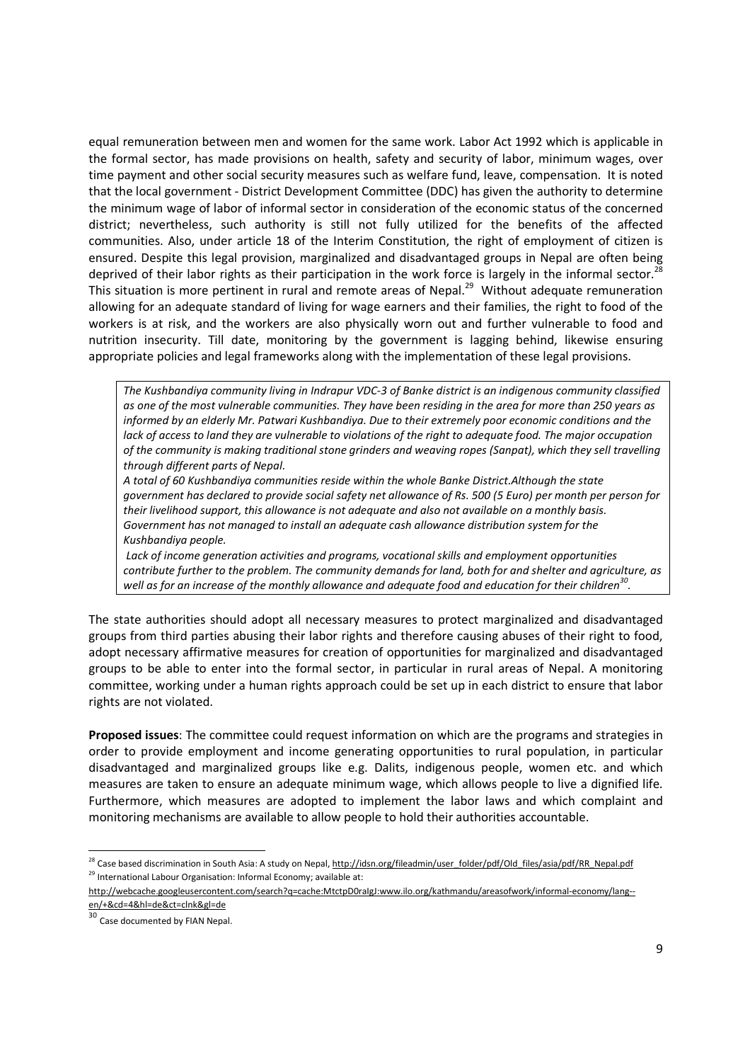equal remuneration between men and women for the same work. Labor Act 1992 which is applicable in the formal sector, has made provisions on health, safety and security of labor, minimum wages, over time payment and other social security measures such as welfare fund, leave, compensation. It is noted that the local government - District Development Committee (DDC) has given the authority to determine the minimum wage of labor of informal sector in consideration of the economic status of the concerned district; nevertheless, such authority is still not fully utilized for the benefits of the affected communities. Also, under article 18 of the Interim Constitution, the right of employment of citizen is ensured. Despite this legal provision, marginalized and disadvantaged groups in Nepal are often being deprived of their labor rights as their participation in the work force is largely in the informal sector.[28] This situation is more pertinent in rural and remote areas of Nepal.[29] Without adequate remuneration allowing for an adequate standard of living for wage earners and their families, the right to food of the workers is at risk, and the workers are also physically worn out and further vulnerable to food and nutrition insecurity. Till date, monitoring by the government is lagging behind, likewise ensuring appropriate policies and legal frameworks along with the implementation of these legal provisions.

> *The Kushbandiya community living in Indrapur VDC-3 of Banke district is an indigenous community classified as one of the most vulnerable communities. They have been residing in the area for more than 250 years as informed by an elderly Mr. Patwari Kushbandiya. Due to their extremely poor economic conditions and the lack of access to land they are vulnerable to violations of the right to adequate food. The major occupation of the community is making traditional stone grinders and weaving ropes (Sanpat), which they sell travelling through different parts of Nepal.*
>
> *A total of 60 Kushbandiya communities reside within the whole Banke District.Although the state government has declared to provide social safety net allowance of Rs. 500 (5 Euro) per month per person for their livelihood support, this allowance is not adequate and also not available on a monthly basis. Government has not managed to install an adequate cash allowance distribution system for the Kushbandiya people.*
>
> *Lack of income generation activities and programs, vocational skills and employment opportunities contribute further to the problem. The community demands for land, both for and shelter and agriculture, as well as for an increase of the monthly allowance and adequate food and education for their children*[30].

The state authorities should adopt all necessary measures to protect marginalized and disadvantaged groups from third parties abusing their labor rights and therefore causing abuses of their right to food, adopt necessary affirmative measures for creation of opportunities for marginalized and disadvantaged groups to be able to enter into the formal sector, in particular in rural areas of Nepal. A monitoring committee, working under a human rights approach could be set up in each district to ensure that labor rights are not violated.

**Proposed issues**: The committee could request information on which are the programs and strategies in order to provide employment and income generating opportunities to rural population, in particular disadvantaged and marginalized groups like e.g. Dalits, indigenous people, women etc. and which measures are taken to ensure an adequate minimum wage, which allows people to live a dignified life. Furthermore, which measures are adopted to implement the labor laws and which complaint and monitoring mechanisms are available to allow people to hold their authorities accountable.

---

[28] Case based discrimination in South Asia: A study on Nepal, http://idsn.org/fileadmin/user_folder/pdf/Old_files/asia/pdf/RR_Nepal.pdf

[29] International Labour Organisation: Informal Economy; available at: http://webcache.googleusercontent.com/search?q=cache:MtctpD0raIgJ:www.ilo.org/kathmandu/areasofwork/informal-economy/lang--en/+&cd=4&hl=de&ct=clnk&gl=de

[30] Case documented by FIAN Nepal.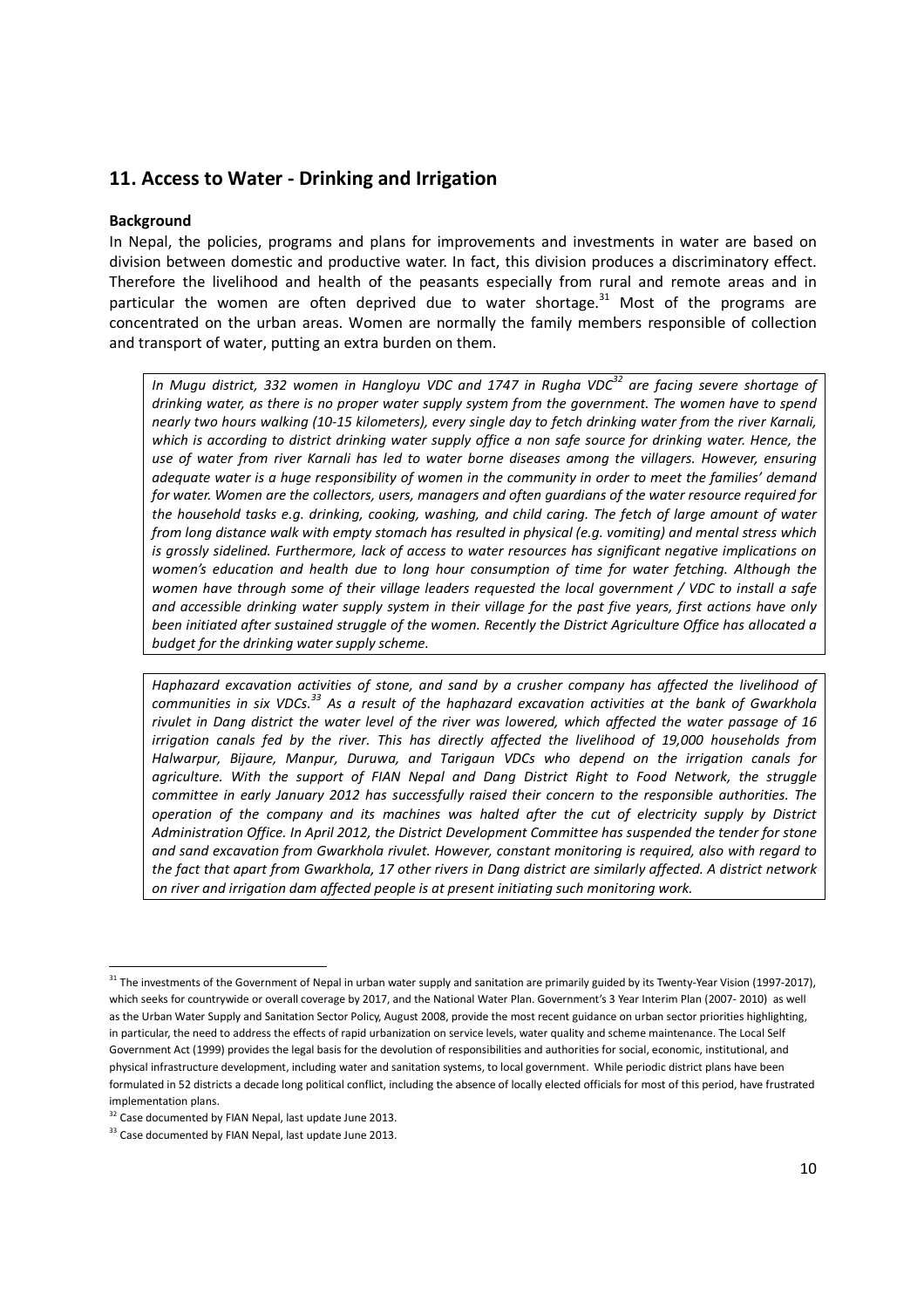## 11. Access to Water - Drinking and Irrigation

**Background**

In Nepal, the policies, programs and plans for improvements and investments in water are based on division between domestic and productive water. In fact, this division produces a discriminatory effect. Therefore the livelihood and health of the peasants especially from rural and remote areas and in particular the women are often deprived due to water shortage.[31] Most of the programs are concentrated on the urban areas. Women are normally the family members responsible of collection and transport of water, putting an extra burden on them.

*In Mugu district, 332 women in Hangloyu VDC and 1747 in Rugha VDC[32] are facing severe shortage of drinking water, as there is no proper water supply system from the government. The women have to spend nearly two hours walking (10-15 kilometers), every single day to fetch drinking water from the river Karnali, which is according to district drinking water supply office a non safe source for drinking water. Hence, the use of water from river Karnali has led to water borne diseases among the villagers. However, ensuring adequate water is a huge responsibility of women in the community in order to meet the families' demand for water. Women are the collectors, users, managers and often guardians of the water resource required for the household tasks e.g. drinking, cooking, washing, and child caring. The fetch of large amount of water from long distance walk with empty stomach has resulted in physical (e.g. vomiting) and mental stress which is grossly sidelined. Furthermore, lack of access to water resources has significant negative implications on women's education and health due to long hour consumption of time for water fetching. Although the women have through some of their village leaders requested the local government / VDC to install a safe and accessible drinking water supply system in their village for the past five years, first actions have only been initiated after sustained struggle of the women. Recently the District Agriculture Office has allocated a budget for the drinking water supply scheme.*

*Haphazard excavation activities of stone, and sand by a crusher company has affected the livelihood of communities in six VDCs.[33] As a result of the haphazard excavation activities at the bank of Gwarkhola rivulet in Dang district the water level of the river was lowered, which affected the water passage of 16 irrigation canals fed by the river. This has directly affected the livelihood of 19,000 households from Halwarpur, Bijaure, Manpur, Duruwa, and Tarigaun VDCs who depend on the irrigation canals for agriculture. With the support of FIAN Nepal and Dang District Right to Food Network, the struggle committee in early January 2012 has successfully raised their concern to the responsible authorities. The operation of the company and its machines was halted after the cut of electricity supply by District Administration Office. In April 2012, the District Development Committee has suspended the tender for stone and sand excavation from Gwarkhola rivulet. However, constant monitoring is required, also with regard to the fact that apart from Gwarkhola, 17 other rivers in Dang district are similarly affected. A district network on river and irrigation dam affected people is at present initiating such monitoring work.*

---

[31] The investments of the Government of Nepal in urban water supply and sanitation are primarily guided by its Twenty-Year Vision (1997-2017), which seeks for countrywide or overall coverage by 2017, and the National Water Plan. Government's 3 Year Interim Plan (2007- 2010) as well as the Urban Water Supply and Sanitation Sector Policy, August 2008, provide the most recent guidance on urban sector priorities highlighting, in particular, the need to address the effects of rapid urbanization on service levels, water quality and scheme maintenance. The Local Self Government Act (1999) provides the legal basis for the devolution of responsibilities and authorities for social, economic, institutional, and physical infrastructure development, including water and sanitation systems, to local government. While periodic district plans have been formulated in 52 districts a decade long political conflict, including the absence of locally elected officials for most of this period, have frustrated implementation plans.

[32] Case documented by FIAN Nepal, last update June 2013.

[33] Case documented by FIAN Nepal, last update June 2013.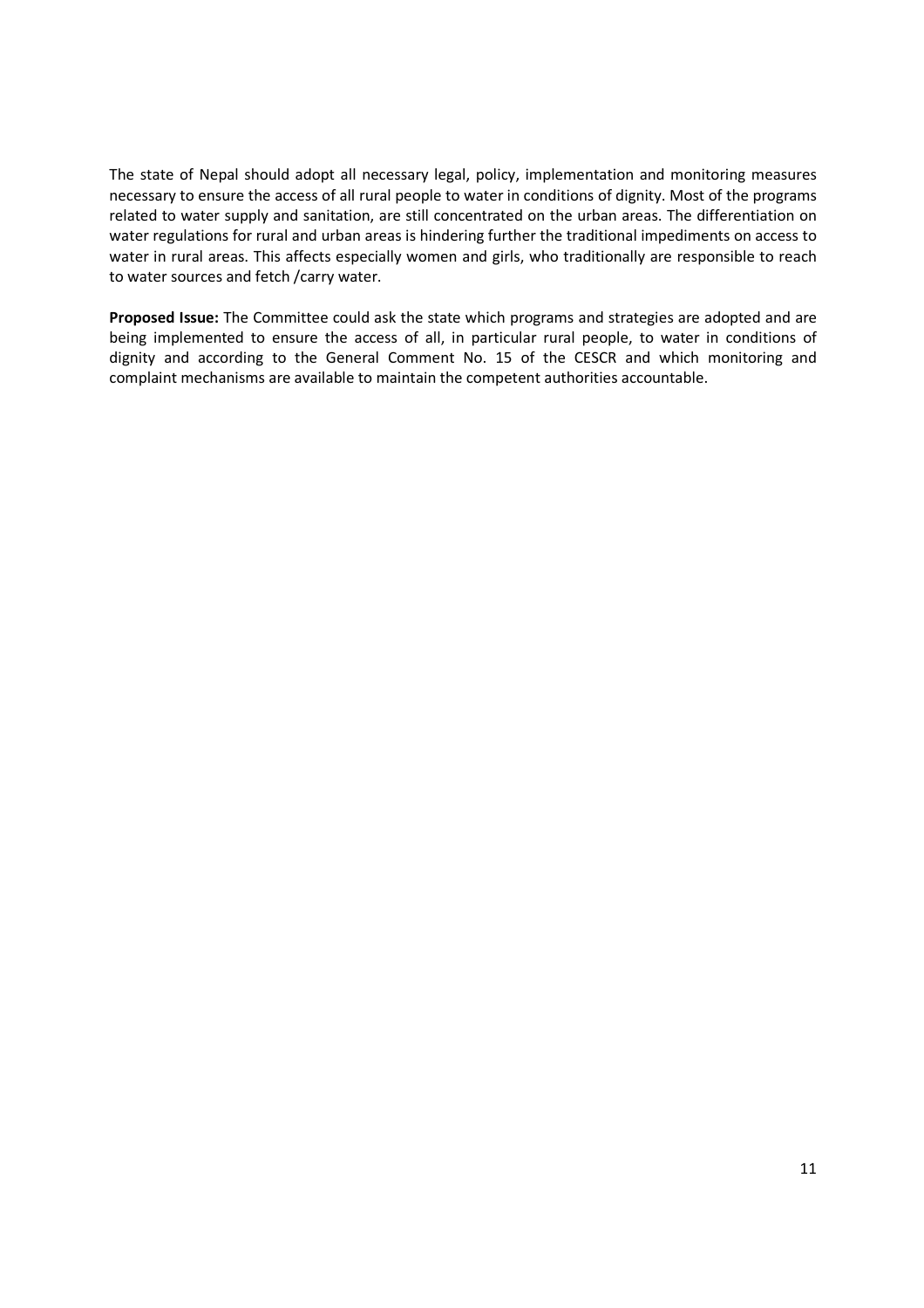The state of Nepal should adopt all necessary legal, policy, implementation and monitoring measures necessary to ensure the access of all rural people to water in conditions of dignity. Most of the programs related to water supply and sanitation, are still concentrated on the urban areas. The differentiation on water regulations for rural and urban areas is hindering further the traditional impediments on access to water in rural areas. This affects especially women and girls, who traditionally are responsible to reach to water sources and fetch /carry water.

**Proposed Issue:** The Committee could ask the state which programs and strategies are adopted and are being implemented to ensure the access of all, in particular rural people, to water in conditions of dignity and according to the General Comment No. 15 of the CESCR and which monitoring and complaint mechanisms are available to maintain the competent authorities accountable.